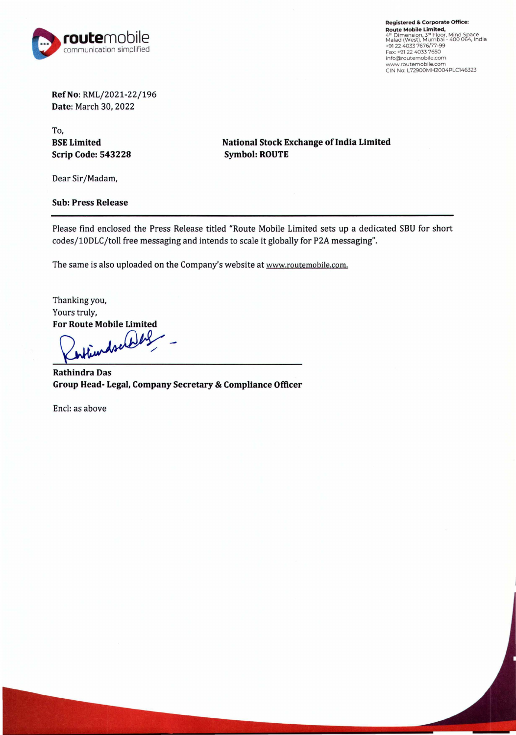**Registered & Corporate Office:**
**Route Mobile Limited,**
4th Dimension, 3rd Floor, Mind Space
Malad (West), Mumbai - 400 064, India
+91 22 4033 7676/77-99
Fax: +91 22 4033 7650
info@routemobile.com
www.routemobile.com
CIN No: L72900MH2004PLC146323

**Ref No**: RML/2021-22/196
**Date**: March 30, 2022

To,

**BSE Limited**
**Scrip Code: 543228**

**National Stock Exchange of India Limited**
**Symbol: ROUTE**

Dear Sir/Madam,

**Sub: Press Release**

---

Please find enclosed the Press Release titled "Route Mobile Limited sets up a dedicated SBU for short codes/10DLC/toll free messaging and intends to scale it globally for P2A messaging".

The same is also uploaded on the Company's website at www.routemobile.com.

Thanking you,
Yours truly,
**For Route Mobile Limited**

**Rathindra Das**
**Group Head- Legal, Company Secretary & Compliance Officer**

Encl: as above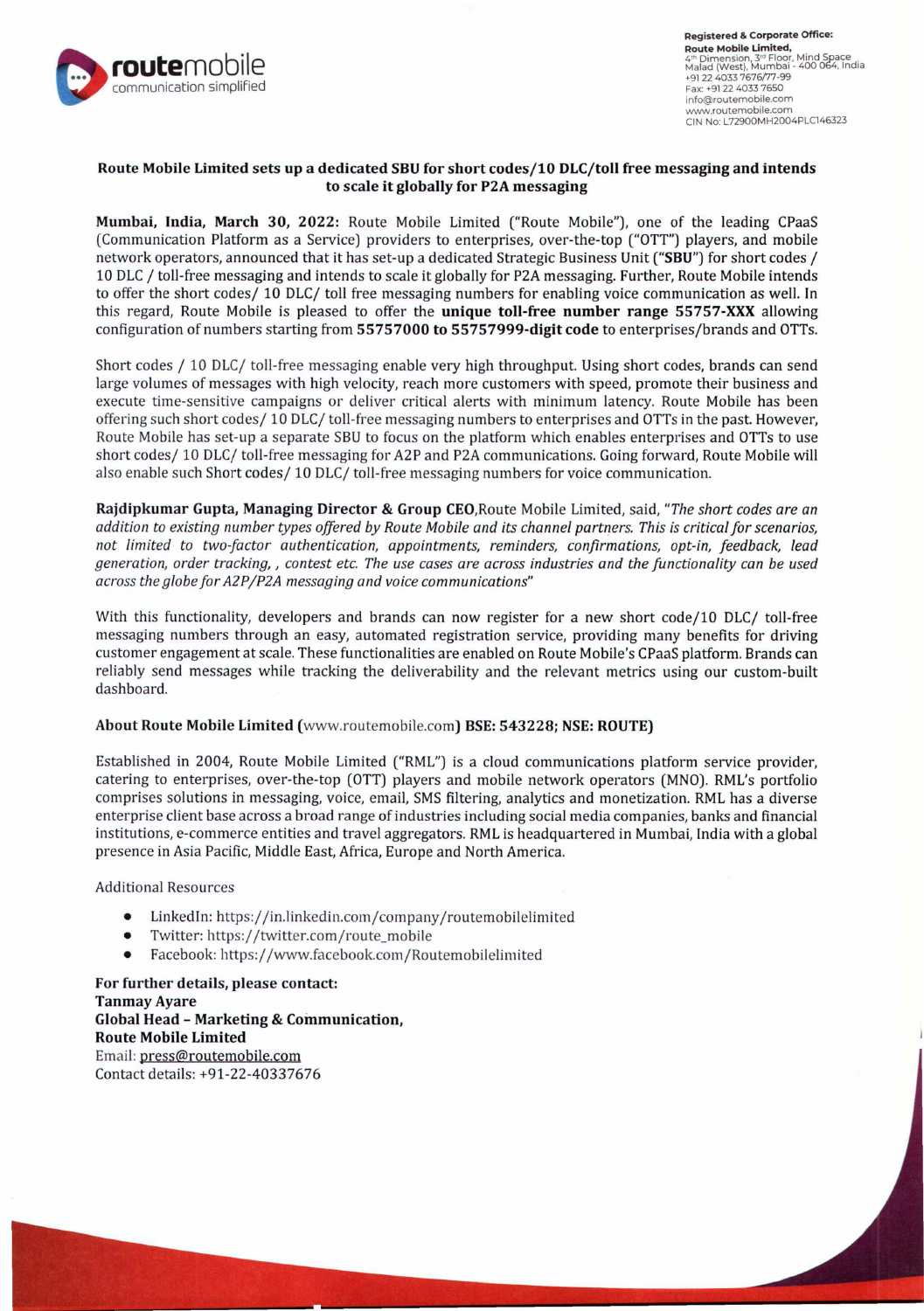**Registered & Corporate Office:**
**Route Mobile Limited,**
4th Dimension, 3rd Floor, Mind Space
Malad (West), Mumbai - 400 064, India
+91 22 4033 7676/77-99
Fax: +91 22 4033 7650
info@routemobile.com
www.routemobile.com
CIN No: L72900MH2004PLC146323

## Route Mobile Limited sets up a dedicated SBU for short codes/10 DLC/toll free messaging and intends to scale it globally for P2A messaging

**Mumbai, India, March 30, 2022:** Route Mobile Limited ("Route Mobile"), one of the leading CPaaS (Communication Platform as a Service) providers to enterprises, over-the-top ("OTT") players, and mobile network operators, announced that it has set-up a dedicated Strategic Business Unit ("**SBU**") for short codes / 10 DLC / toll-free messaging and intends to scale it globally for P2A messaging. Further, Route Mobile intends to offer the short codes/ 10 DLC/ toll free messaging numbers for enabling voice communication as well. In this regard, Route Mobile is pleased to offer the **unique toll-free number range 55757-XXX** allowing configuration of numbers starting from **55757000 to 55757999-digit code** to enterprises/brands and OTTs.

Short codes / 10 DLC/ toll-free messaging enable very high throughput. Using short codes, brands can send large volumes of messages with high velocity, reach more customers with speed, promote their business and execute time-sensitive campaigns or deliver critical alerts with minimum latency. Route Mobile has been offering such short codes/ 10 DLC/ toll-free messaging numbers to enterprises and OTTs in the past. However, Route Mobile has set-up a separate SBU to focus on the platform which enables enterprises and OTTs to use short codes/ 10 DLC/ toll-free messaging for A2P and P2A communications. Going forward, Route Mobile will also enable such Short codes/ 10 DLC/ toll-free messaging numbers for voice communication.

**Rajdipkumar Gupta, Managing Director & Group CEO**,Route Mobile Limited, said, "*The short codes are an addition to existing number types offered by Route Mobile and its channel partners. This is critical for scenarios, not limited to two-factor authentication, appointments, reminders, confirmations, opt-in, feedback, lead generation, order tracking, , contest etc. The use cases are across industries and the functionality can be used across the globe for A2P/P2A messaging and voice communications*"

With this functionality, developers and brands can now register for a new short code/10 DLC/ toll-free messaging numbers through an easy, automated registration service, providing many benefits for driving customer engagement at scale. These functionalities are enabled on Route Mobile's CPaaS platform. Brands can reliably send messages while tracking the deliverability and the relevant metrics using our custom-built dashboard.

**About Route Mobile Limited (**www.routemobile.com**) BSE: 543228; NSE: ROUTE)**

Established in 2004, Route Mobile Limited ("RML") is a cloud communications platform service provider, catering to enterprises, over-the-top (OTT) players and mobile network operators (MNO). RML's portfolio comprises solutions in messaging, voice, email, SMS filtering, analytics and monetization. RML has a diverse enterprise client base across a broad range of industries including social media companies, banks and financial institutions, e-commerce entities and travel aggregators. RML is headquartered in Mumbai, India with a global presence in Asia Pacific, Middle East, Africa, Europe and North America.

Additional Resources

- LinkedIn: https://in.linkedin.com/company/routemobilelimited
- Twitter: https://twitter.com/route_mobile
- Facebook: https://www.facebook.com/Routemobilelimited

**For further details, please contact:**
**Tanmay Ayare**
**Global Head – Marketing & Communication,**
**Route Mobile Limited**
Email: press@routemobile.com
Contact details: +91-22-40337676